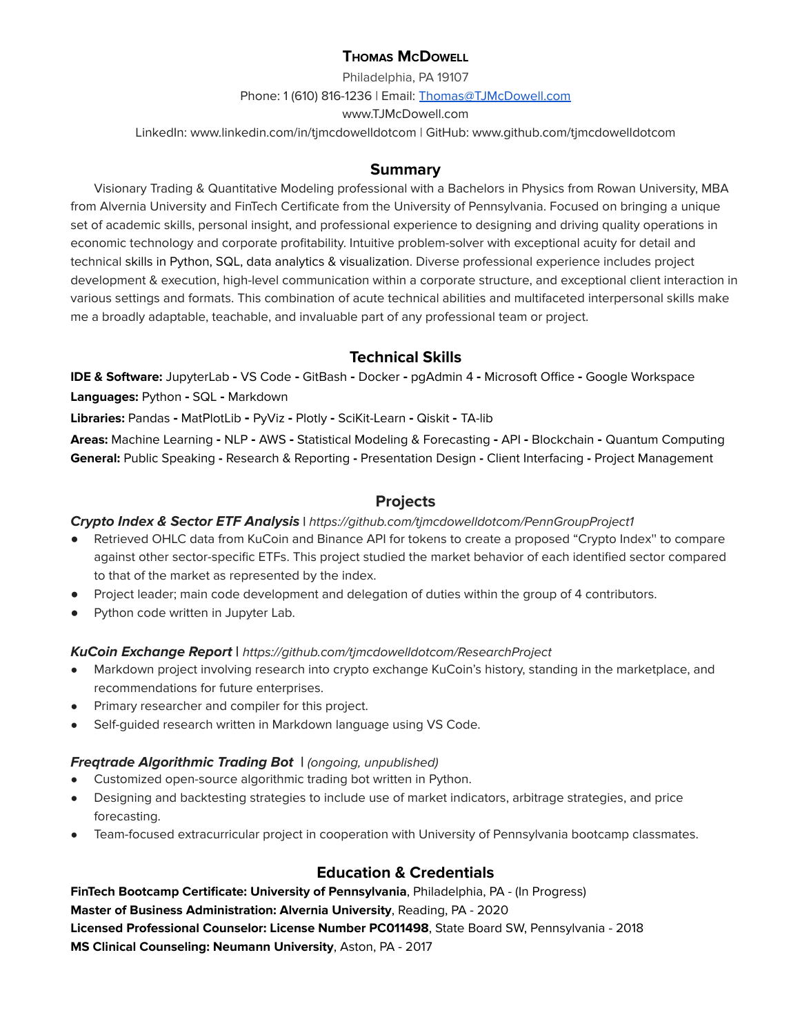# Thomas McDowell

Philadelphia, PA 19107

Phone: 1 (610) 816-1236 | Email: Thomas@TJMcDowell.com

www.TJMcDowell.com

LinkedIn: www.linkedin.com/in/tjmcdowelldotcom | GitHub: www.github.com/tjmcdowelldotcom

## Summary

Visionary Trading & Quantitative Modeling professional with a Bachelors in Physics from Rowan University, MBA from Alvernia University and FinTech Certificate from the University of Pennsylvania. Focused on bringing a unique set of academic skills, personal insight, and professional experience to designing and driving quality operations in economic technology and corporate profitability. Intuitive problem-solver with exceptional acuity for detail and technical skills in Python, SQL, data analytics & visualization. Diverse professional experience includes project development & execution, high-level communication within a corporate structure, and exceptional client interaction in various settings and formats. This combination of acute technical abilities and multifaceted interpersonal skills make me a broadly adaptable, teachable, and invaluable part of any professional team or project.

## Technical Skills

**IDE & Software:** JupyterLab **-** VS Code **-** GitBash **-** Docker **-** pgAdmin 4 **-** Microsoft Office **-** Google Workspace

**Languages:** Python **-** SQL **-** Markdown

**Libraries:** Pandas **-** MatPlotLib **-** PyViz **-** Plotly **-** SciKit-Learn **-** Qiskit **-** TA-lib

**Areas:** Machine Learning **-** NLP **-** AWS **-** Statistical Modeling & Forecasting **-** API **-** Blockchain **-** Quantum Computing

**General:** Public Speaking **-** Research & Reporting **-** Presentation Design **-** Client Interfacing **-** Project Management

## Projects

***Crypto Index & Sector ETF Analysis*** | *https://github.com/tjmcdowelldotcom/PennGroupProject1*

- Retrieved OHLC data from KuCoin and Binance API for tokens to create a proposed "Crypto Index" to compare against other sector-specific ETFs. This project studied the market behavior of each identified sector compared to that of the market as represented by the index.
- Project leader; main code development and delegation of duties within the group of 4 contributors.
- Python code written in Jupyter Lab.

***KuCoin Exchange Report*** | *https://github.com/tjmcdowelldotcom/ResearchProject*

- Markdown project involving research into crypto exchange KuCoin's history, standing in the marketplace, and recommendations for future enterprises.
- Primary researcher and compiler for this project.
- Self-guided research written in Markdown language using VS Code.

***Freqtrade Algorithmic Trading Bot*** | *(ongoing, unpublished)*

- Customized open-source algorithmic trading bot written in Python.
- Designing and backtesting strategies to include use of market indicators, arbitrage strategies, and price forecasting.
- Team-focused extracurricular project in cooperation with University of Pennsylvania bootcamp classmates.

## Education & Credentials

**FinTech Bootcamp Certificate: University of Pennsylvania**, Philadelphia, PA - (In Progress)

**Master of Business Administration: Alvernia University**, Reading, PA - 2020

**Licensed Professional Counselor: License Number PC011498**, State Board SW, Pennsylvania - 2018

**MS Clinical Counseling: Neumann University**, Aston, PA - 2017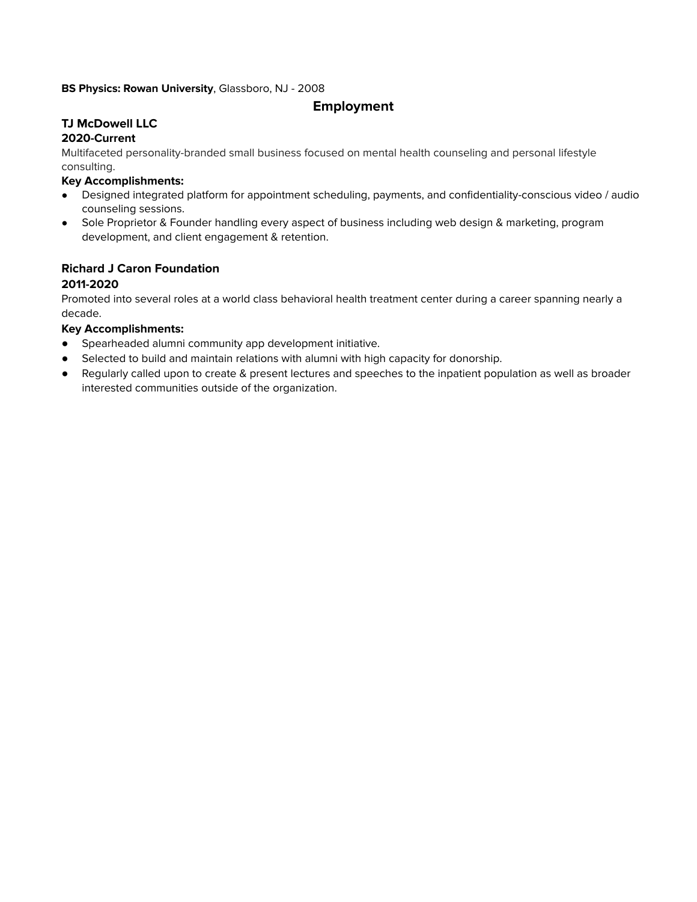**BS Physics: Rowan University**, Glassboro, NJ - 2008

## Employment

### TJ McDowell LLC

**2020-Current**

Multifaceted personality-branded small business focused on mental health counseling and personal lifestyle consulting.

**Key Accomplishments:**

- Designed integrated platform for appointment scheduling, payments, and confidentiality-conscious video / audio counseling sessions.
- Sole Proprietor & Founder handling every aspect of business including web design & marketing, program development, and client engagement & retention.

### Richard J Caron Foundation

**2011-2020**

Promoted into several roles at a world class behavioral health treatment center during a career spanning nearly a decade.

**Key Accomplishments:**

- Spearheaded alumni community app development initiative.
- Selected to build and maintain relations with alumni with high capacity for donorship.
- Regularly called upon to create & present lectures and speeches to the inpatient population as well as broader interested communities outside of the organization.